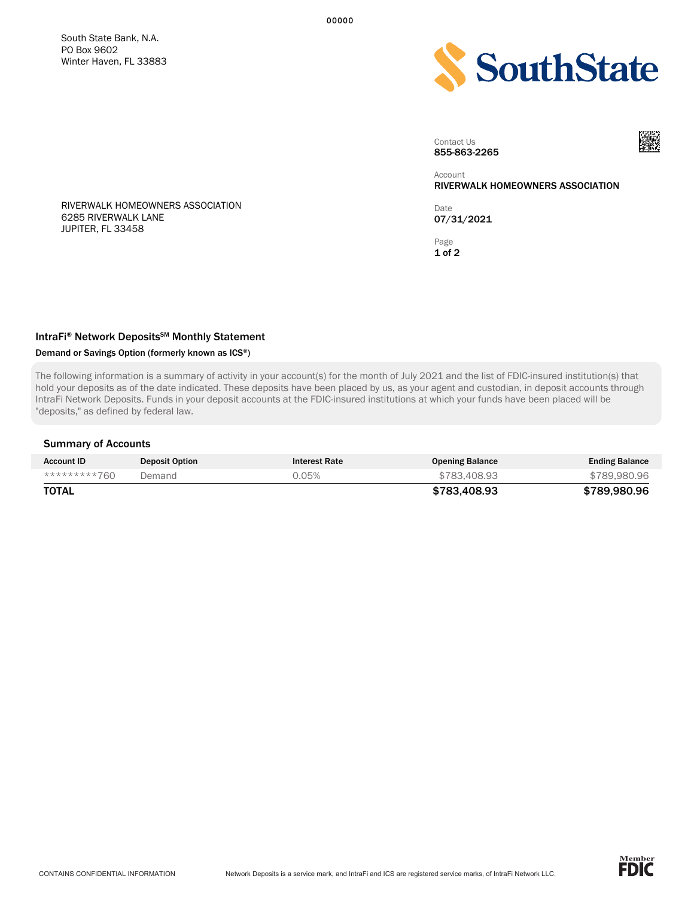South State Bank, N.A.
PO Box 9602
Winter Haven, FL 33883

**SouthState**

Contact Us
**855-863-2265**

Account
**RIVERWALK HOMEOWNERS ASSOCIATION**

Date
**07/31/2021**

RIVERWALK HOMEOWNERS ASSOCIATION
6285 RIVERWALK LANE
JUPITER, FL 33458

## IntraFi® Network DepositsSM Monthly Statement

**Demand or Savings Option (formerly known as ICS®)**

The following information is a summary of activity in your account(s) for the month of July 2021 and the list of FDIC-insured institution(s) that hold your deposits as of the date indicated. These deposits have been placed by us, as your agent and custodian, in deposit accounts through IntraFi Network Deposits. Funds in your deposit accounts at the FDIC-insured institutions at which your funds have been placed will be "deposits," as defined by federal law.

### Summary of Accounts

| Account ID | Deposit Option | Interest Rate | Opening Balance | Ending Balance |
|---|---|---|---|---|
| *********760 | Demand | 0.05% | $783,408.93 | $789,980.96 |
| **TOTAL** | | | **$783,408.93** | **$789,980.96** |

CONTAINS CONFIDENTIAL INFORMATION

Network Deposits is a service mark, and IntraFi and ICS are registered service marks, of IntraFi Network LLC.

Member FDIC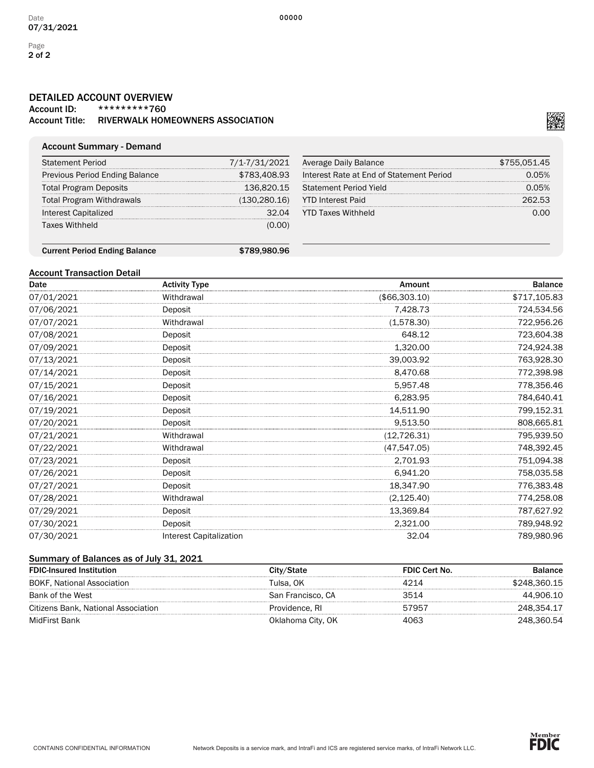Date
07/31/2021

00000

## DETAILED ACCOUNT OVERVIEW

**Account ID:** *********760
**Account Title:** RIVERWALK HOMEOWNERS ASSOCIATION

### Account Summary - Demand

| | |
|---|---|
| Statement Period | 7/1-7/31/2021 |
| Previous Period Ending Balance | $783,408.93 |
| Total Program Deposits | 136,820.15 |
| Total Program Withdrawals | (130,280.16) |
| Interest Capitalized | 32.04 |
| Taxes Withheld | (0.00) |
| **Current Period Ending Balance** | **$789,980.96** |

| | |
|---|---|
| Average Daily Balance | $755,051.45 |
| Interest Rate at End of Statement Period | 0.05% |
| Statement Period Yield | 0.05% |
| YTD Interest Paid | 262.53 |
| YTD Taxes Withheld | 0.00 |

### Account Transaction Detail

| Date | Activity Type | Amount | Balance |
|---|---|---|---|
| 07/01/2021 | Withdrawal | ($66,303.10) | $717,105.83 |
| 07/06/2021 | Deposit | 7,428.73 | 724,534.56 |
| 07/07/2021 | Withdrawal | (1,578.30) | 722,956.26 |
| 07/08/2021 | Deposit | 648.12 | 723,604.38 |
| 07/09/2021 | Deposit | 1,320.00 | 724,924.38 |
| 07/13/2021 | Deposit | 39,003.92 | 763,928.30 |
| 07/14/2021 | Deposit | 8,470.68 | 772,398.98 |
| 07/15/2021 | Deposit | 5,957.48 | 778,356.46 |
| 07/16/2021 | Deposit | 6,283.95 | 784,640.41 |
| 07/19/2021 | Deposit | 14,511.90 | 799,152.31 |
| 07/20/2021 | Deposit | 9,513.50 | 808,665.81 |
| 07/21/2021 | Withdrawal | (12,726.31) | 795,939.50 |
| 07/22/2021 | Withdrawal | (47,547.05) | 748,392.45 |
| 07/23/2021 | Deposit | 2,701.93 | 751,094.38 |
| 07/26/2021 | Deposit | 6,941.20 | 758,035.58 |
| 07/27/2021 | Deposit | 18,347.90 | 776,383.48 |
| 07/28/2021 | Withdrawal | (2,125.40) | 774,258.08 |
| 07/29/2021 | Deposit | 13,369.84 | 787,627.92 |
| 07/30/2021 | Deposit | 2,321.00 | 789,948.92 |
| 07/30/2021 | Interest Capitalization | 32.04 | 789,980.96 |

### Summary of Balances as of July 31, 2021

| FDIC-Insured Institution | City/State | FDIC Cert No. | Balance |
|---|---|---|---|
| BOKF, National Association | Tulsa, OK | 4214 | $248,360.15 |
| Bank of the West | San Francisco, CA | 3514 | 44,906.10 |
| Citizens Bank, National Association | Providence, RI | 57957 | 248,354.17 |
| MidFirst Bank | Oklahoma City, OK | 4063 | 248,360.54 |

CONTAINS CONFIDENTIAL INFORMATION

Network Deposits is a service mark, and IntraFi and ICS are registered service marks, of IntraFi Network LLC.

Member FDIC